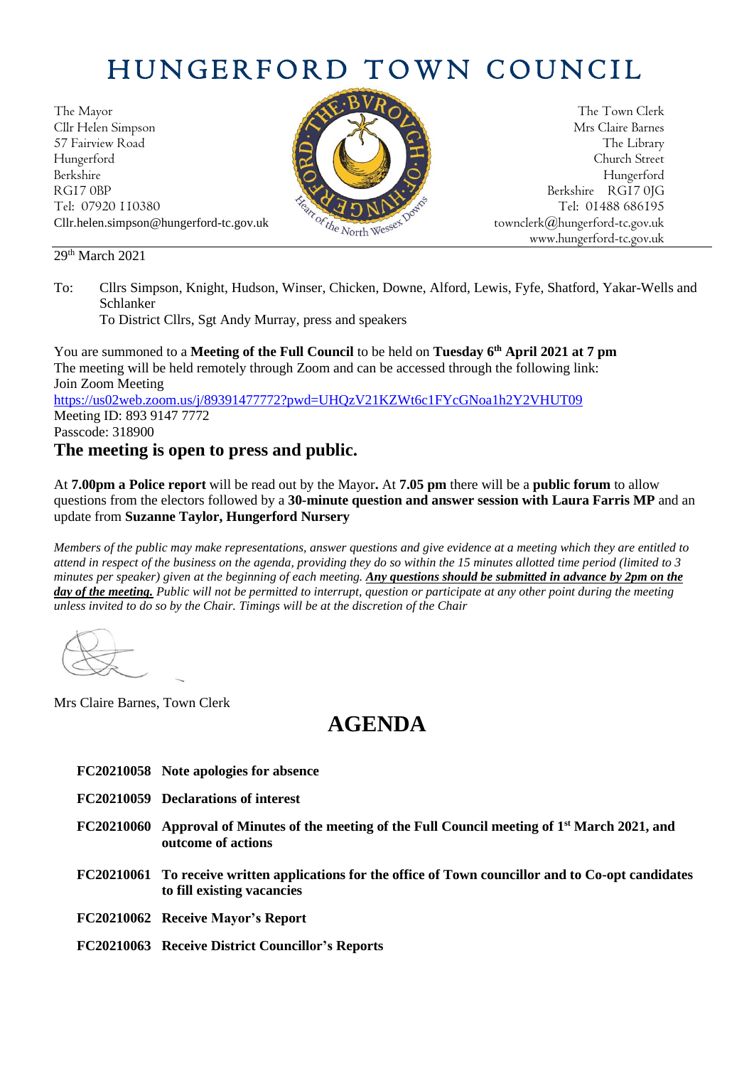# HUNGERFORD TOWN COUNCIL

The Mayor
Cllr Helen Simpson
57 Fairview Road
Hungerford
Berkshire
RG17 0BP
Tel: 07920 110380
Cllr.helen.simpson@hungerford-tc.gov.uk

The Town Clerk
Mrs Claire Barnes
The Library
Church Street
Hungerford
Berkshire RG17 0JG
Tel: 01488 686195
townclerk@hungerford-tc.gov.uk
www.hungerford-tc.gov.uk

29th March 2021

To: Cllrs Simpson, Knight, Hudson, Winser, Chicken, Downe, Alford, Lewis, Fyfe, Shatford, Yakar-Wells and Schlanker
To District Cllrs, Sgt Andy Murray, press and speakers

You are summoned to a **Meeting of the Full Council** to be held on **Tuesday 6th April 2021 at 7 pm**
The meeting will be held remotely through Zoom and can be accessed through the following link:
Join Zoom Meeting
https://us02web.zoom.us/j/89391477772?pwd=UHQzV21KZWt6c1FYcGNoa1h2Y2VHUT09
Meeting ID: 893 9147 7772
Passcode: 318900

**The meeting is open to press and public.**

At **7.00pm a Police report** will be read out by the Mayor**.** At **7.05 pm** there will be a **public forum** to allow questions from the electors followed by a **30-minute question and answer session with Laura Farris MP** and an update from **Suzanne Taylor, Hungerford Nursery**

*Members of the public may make representations, answer questions and give evidence at a meeting which they are entitled to attend in respect of the business on the agenda, providing they do so within the 15 minutes allotted time period (limited to 3 minutes per speaker) given at the beginning of each meeting.* ***Any questions should be submitted in advance by 2pm on the day of the meeting.*** *Public will not be permitted to interrupt, question or participate at any other point during the meeting unless invited to do so by the Chair. Timings will be at the discretion of the Chair*

Mrs Claire Barnes, Town Clerk

# AGENDA

**FC20210058 Note apologies for absence**

**FC20210059 Declarations of interest**

**FC20210060 Approval of Minutes of the meeting of the Full Council meeting of 1st March 2021, and outcome of actions**

**FC20210061 To receive written applications for the office of Town councillor and to Co-opt candidates to fill existing vacancies**

**FC20210062 Receive Mayor's Report**

**FC20210063 Receive District Councillor's Reports**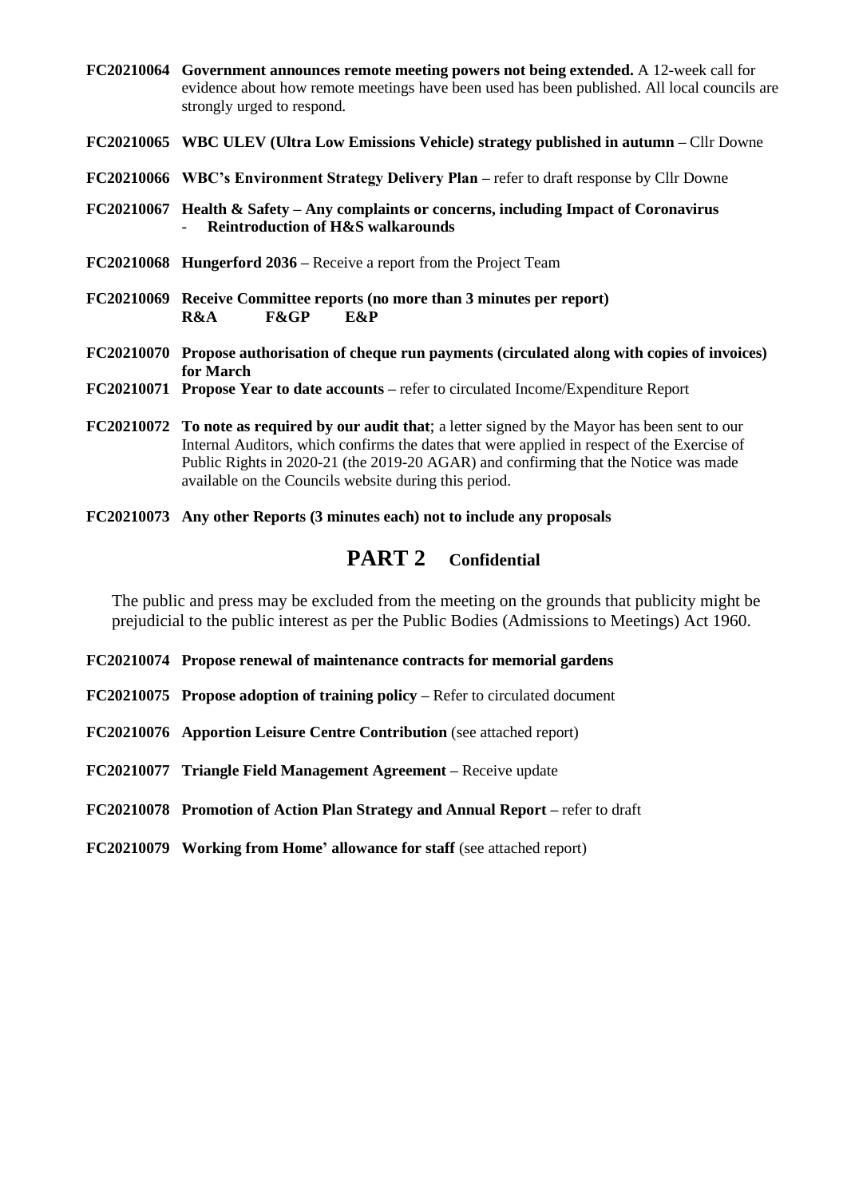**FC20210064 Government announces remote meeting powers not being extended.** A 12-week call for evidence about how remote meetings have been used has been published. All local councils are strongly urged to respond.

**FC20210065 WBC ULEV (Ultra Low Emissions Vehicle) strategy published in autumn –** Cllr Downe

**FC20210066 WBC's Environment Strategy Delivery Plan –** refer to draft response by Cllr Downe

**FC20210067 Health & Safety – Any complaints or concerns, including Impact of Coronavirus**

- **Reintroduction of H&S walkarounds**

**FC20210068 Hungerford 2036 –** Receive a report from the Project Team

**FC20210069 Receive Committee reports (no more than 3 minutes per report)**
**R&A F&GP E&P**

**FC20210070 Propose authorisation of cheque run payments (circulated along with copies of invoices) for March**

**FC20210071 Propose Year to date accounts –** refer to circulated Income/Expenditure Report

**FC20210072 To note as required by our audit that**; a letter signed by the Mayor has been sent to our Internal Auditors, which confirms the dates that were applied in respect of the Exercise of Public Rights in 2020-21 (the 2019-20 AGAR) and confirming that the Notice was made available on the Councils website during this period.

**FC20210073 Any other Reports (3 minutes each) not to include any proposals**

# PART 2 Confidential

The public and press may be excluded from the meeting on the grounds that publicity might be prejudicial to the public interest as per the Public Bodies (Admissions to Meetings) Act 1960.

**FC20210074 Propose renewal of maintenance contracts for memorial gardens**

**FC20210075 Propose adoption of training policy –** Refer to circulated document

**FC20210076 Apportion Leisure Centre Contribution** (see attached report)

**FC20210077 Triangle Field Management Agreement –** Receive update

**FC20210078 Promotion of Action Plan Strategy and Annual Report –** refer to draft

**FC20210079 Working from Home' allowance for staff** (see attached report)